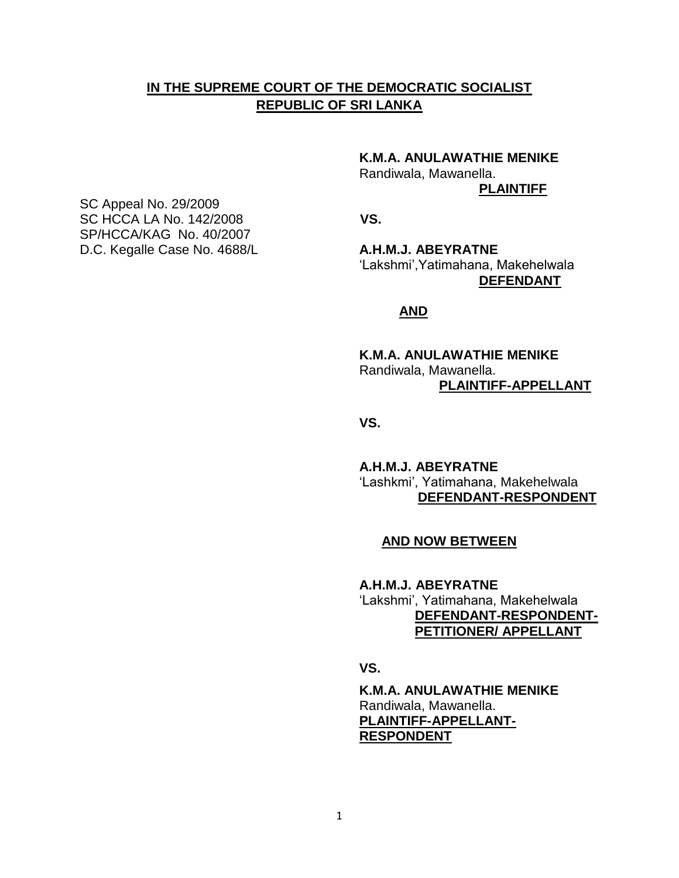**IN THE SUPREME COURT OF THE DEMOCRATIC SOCIALIST REPUBLIC OF SRI LANKA**

SC Appeal No. 29/2009
SC HCCA LA No. 142/2008
SP/HCCA/KAG No. 40/2007
D.C. Kegalle Case No. 4688/L

**K.M.A. ANULAWATHIE MENIKE**
Randiwala, Mawanella.
**PLAINTIFF**

**VS.**

**A.H.M.J. ABEYRATNE**
'Lakshmi',Yatimahana, Makehelwala
**DEFENDANT**

**AND**

**K.M.A. ANULAWATHIE MENIKE**
Randiwala, Mawanella.
**PLAINTIFF-APPELLANT**

**VS.**

**A.H.M.J. ABEYRATNE**
'Lashkmi', Yatimahana, Makehelwala
**DEFENDANT-RESPONDENT**

**AND NOW BETWEEN**

**A.H.M.J. ABEYRATNE**
'Lakshmi', Yatimahana, Makehelwala
**DEFENDANT-RESPONDENT-PETITIONER/ APPELLANT**

**VS.**

**K.M.A. ANULAWATHIE MENIKE**
Randiwala, Mawanella.
**PLAINTIFF-APPELLANT-RESPONDENT**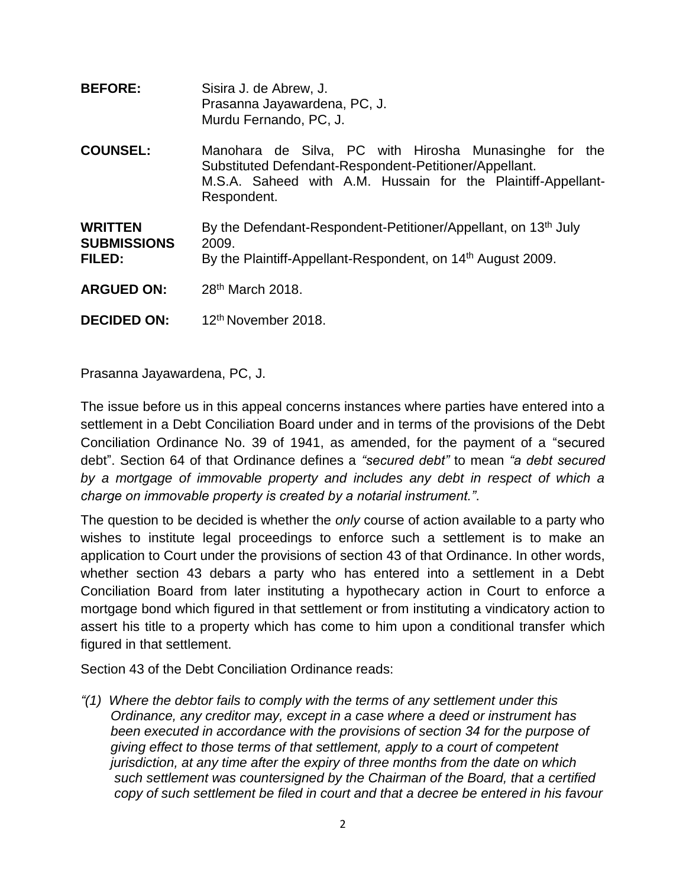**BEFORE:** Sisira J. de Abrew, J.
Prasanna Jayawardena, PC, J.
Murdu Fernando, PC, J.

**COUNSEL:** Manohara de Silva, PC with Hirosha Munasinghe for the Substituted Defendant-Respondent-Petitioner/Appellant.
M.S.A. Saheed with A.M. Hussain for the Plaintiff-Appellant-Respondent.

**WRITTEN SUBMISSIONS FILED:** By the Defendant-Respondent-Petitioner/Appellant, on 13th July 2009.
By the Plaintiff-Appellant-Respondent, on 14th August 2009.

**ARGUED ON:** 28th March 2018.

**DECIDED ON:** 12th November 2018.

Prasanna Jayawardena, PC, J.

The issue before us in this appeal concerns instances where parties have entered into a settlement in a Debt Conciliation Board under and in terms of the provisions of the Debt Conciliation Ordinance No. 39 of 1941, as amended, for the payment of a "secured debt". Section 64 of that Ordinance defines a *"secured debt"* to mean *"a debt secured by a mortgage of immovable property and includes any debt in respect of which a charge on immovable property is created by a notarial instrument."*.

The question to be decided is whether the *only* course of action available to a party who wishes to institute legal proceedings to enforce such a settlement is to make an application to Court under the provisions of section 43 of that Ordinance. In other words, whether section 43 debars a party who has entered into a settlement in a Debt Conciliation Board from later instituting a hypothecary action in Court to enforce a mortgage bond which figured in that settlement or from instituting a vindicatory action to assert his title to a property which has come to him upon a conditional transfer which figured in that settlement.

Section 43 of the Debt Conciliation Ordinance reads:

*"(1) Where the debtor fails to comply with the terms of any settlement under this Ordinance, any creditor may, except in a case where a deed or instrument has been executed in accordance with the provisions of section 34 for the purpose of giving effect to those terms of that settlement, apply to a court of competent jurisdiction, at any time after the expiry of three months from the date on which such settlement was countersigned by the Chairman of the Board, that a certified copy of such settlement be filed in court and that a decree be entered in his favour*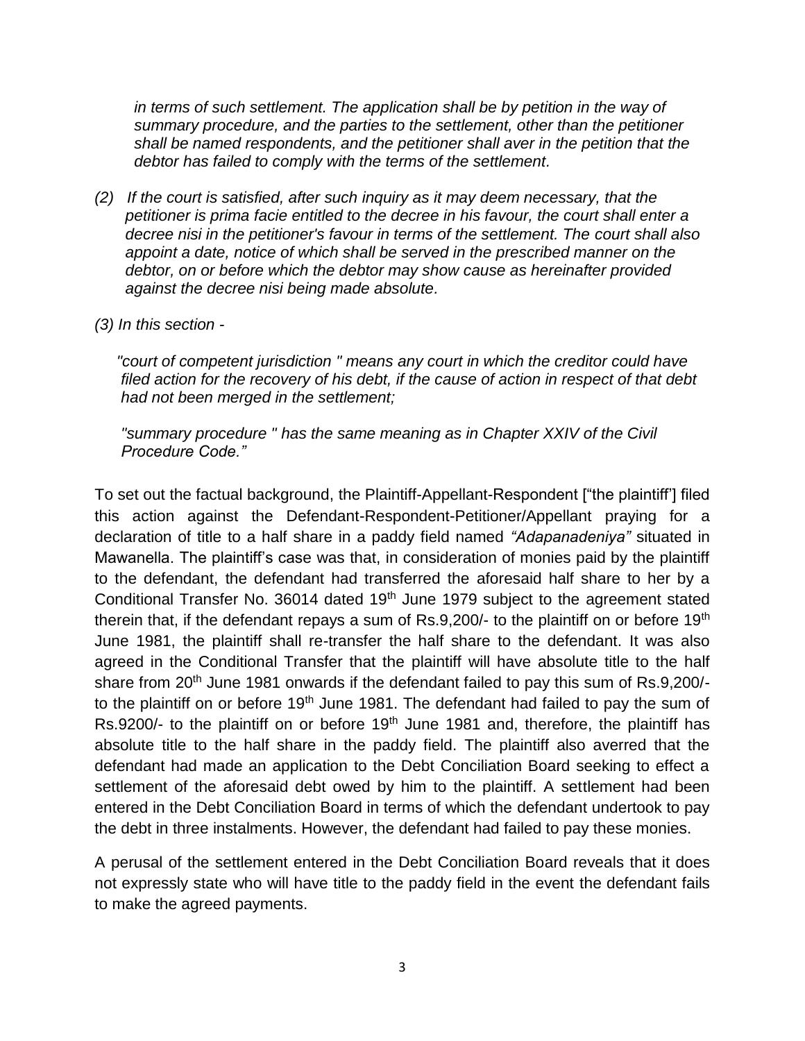*in terms of such settlement. The application shall be by petition in the way of summary procedure, and the parties to the settlement, other than the petitioner shall be named respondents, and the petitioner shall aver in the petition that the debtor has failed to comply with the terms of the settlement.*

*(2) If the court is satisfied, after such inquiry as it may deem necessary, that the petitioner is prima facie entitled to the decree in his favour, the court shall enter a decree nisi in the petitioner's favour in terms of the settlement. The court shall also appoint a date, notice of which shall be served in the prescribed manner on the debtor, on or before which the debtor may show cause as hereinafter provided against the decree nisi being made absolute.*

*(3) In this section -*

*"court of competent jurisdiction " means any court in which the creditor could have filed action for the recovery of his debt, if the cause of action in respect of that debt had not been merged in the settlement;*

*"summary procedure " has the same meaning as in Chapter XXIV of the Civil Procedure Code."*

To set out the factual background, the Plaintiff-Appellant-Respondent ["the plaintiff"] filed this action against the Defendant-Respondent-Petitioner/Appellant praying for a declaration of title to a half share in a paddy field named *"Adapanadeniya"* situated in Mawanella. The plaintiff's case was that, in consideration of monies paid by the plaintiff to the defendant, the defendant had transferred the aforesaid half share to her by a Conditional Transfer No. 36014 dated 19th June 1979 subject to the agreement stated therein that, if the defendant repays a sum of Rs.9,200/- to the plaintiff on or before 19th June 1981, the plaintiff shall re-transfer the half share to the defendant. It was also agreed in the Conditional Transfer that the plaintiff will have absolute title to the half share from 20th June 1981 onwards if the defendant failed to pay this sum of Rs.9,200/- to the plaintiff on or before 19th June 1981. The defendant had failed to pay the sum of Rs.9200/- to the plaintiff on or before 19th June 1981 and, therefore, the plaintiff has absolute title to the half share in the paddy field. The plaintiff also averred that the defendant had made an application to the Debt Conciliation Board seeking to effect a settlement of the aforesaid debt owed by him to the plaintiff. A settlement had been entered in the Debt Conciliation Board in terms of which the defendant undertook to pay the debt in three instalments. However, the defendant had failed to pay these monies.

A perusal of the settlement entered in the Debt Conciliation Board reveals that it does not expressly state who will have title to the paddy field in the event the defendant fails to make the agreed payments.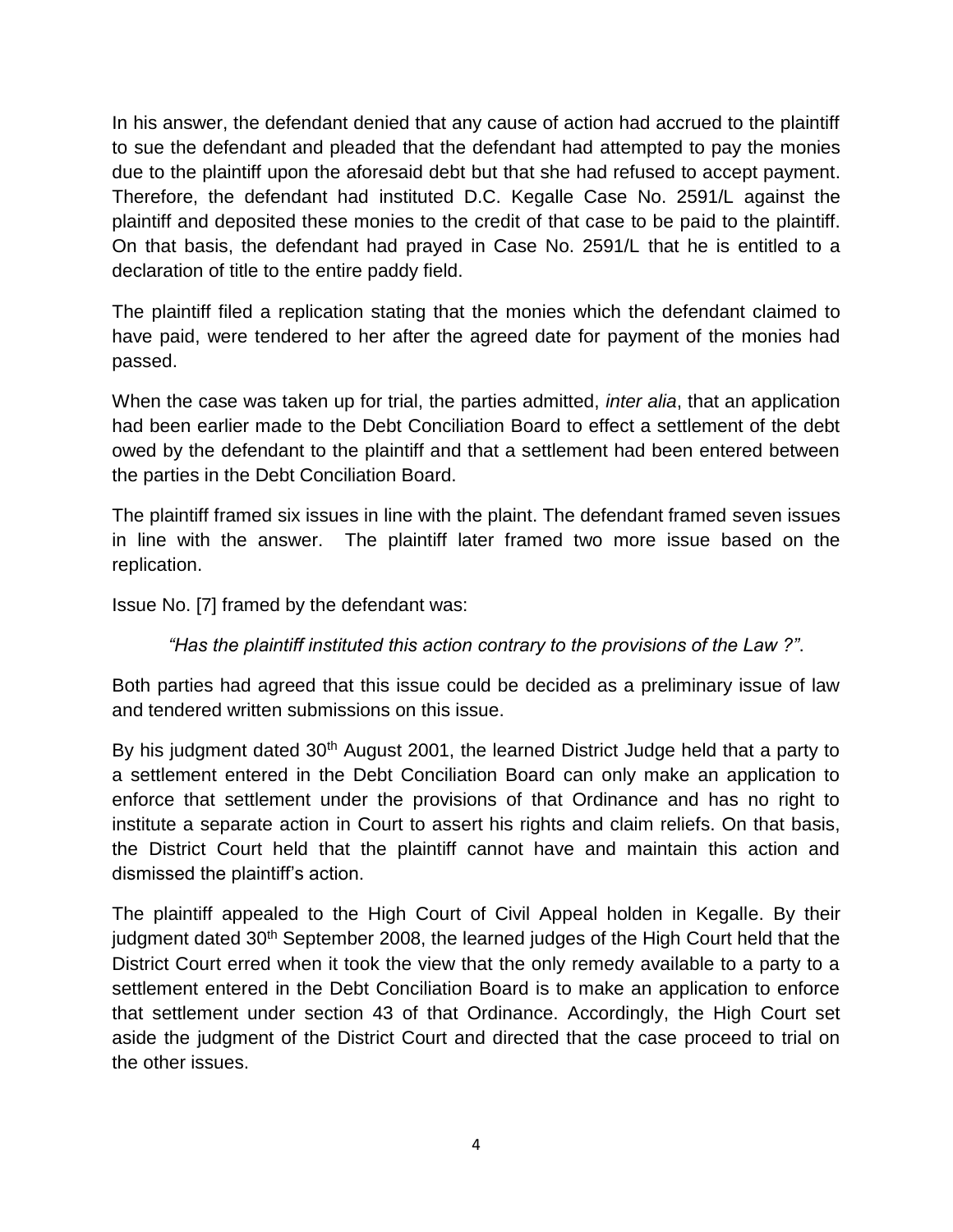In his answer, the defendant denied that any cause of action had accrued to the plaintiff to sue the defendant and pleaded that the defendant had attempted to pay the monies due to the plaintiff upon the aforesaid debt but that she had refused to accept payment. Therefore, the defendant had instituted D.C. Kegalle Case No. 2591/L against the plaintiff and deposited these monies to the credit of that case to be paid to the plaintiff. On that basis, the defendant had prayed in Case No. 2591/L that he is entitled to a declaration of title to the entire paddy field.

The plaintiff filed a replication stating that the monies which the defendant claimed to have paid, were tendered to her after the agreed date for payment of the monies had passed.

When the case was taken up for trial, the parties admitted, *inter alia*, that an application had been earlier made to the Debt Conciliation Board to effect a settlement of the debt owed by the defendant to the plaintiff and that a settlement had been entered between the parties in the Debt Conciliation Board.

The plaintiff framed six issues in line with the plaint. The defendant framed seven issues in line with the answer. The plaintiff later framed two more issue based on the replication.

Issue No. [7] framed by the defendant was:

> *"Has the plaintiff instituted this action contrary to the provisions of the Law ?"*.

Both parties had agreed that this issue could be decided as a preliminary issue of law and tendered written submissions on this issue.

By his judgment dated 30th August 2001, the learned District Judge held that a party to a settlement entered in the Debt Conciliation Board can only make an application to enforce that settlement under the provisions of that Ordinance and has no right to institute a separate action in Court to assert his rights and claim reliefs. On that basis, the District Court held that the plaintiff cannot have and maintain this action and dismissed the plaintiff's action.

The plaintiff appealed to the High Court of Civil Appeal holden in Kegalle. By their judgment dated 30th September 2008, the learned judges of the High Court held that the District Court erred when it took the view that the only remedy available to a party to a settlement entered in the Debt Conciliation Board is to make an application to enforce that settlement under section 43 of that Ordinance. Accordingly, the High Court set aside the judgment of the District Court and directed that the case proceed to trial on the other issues.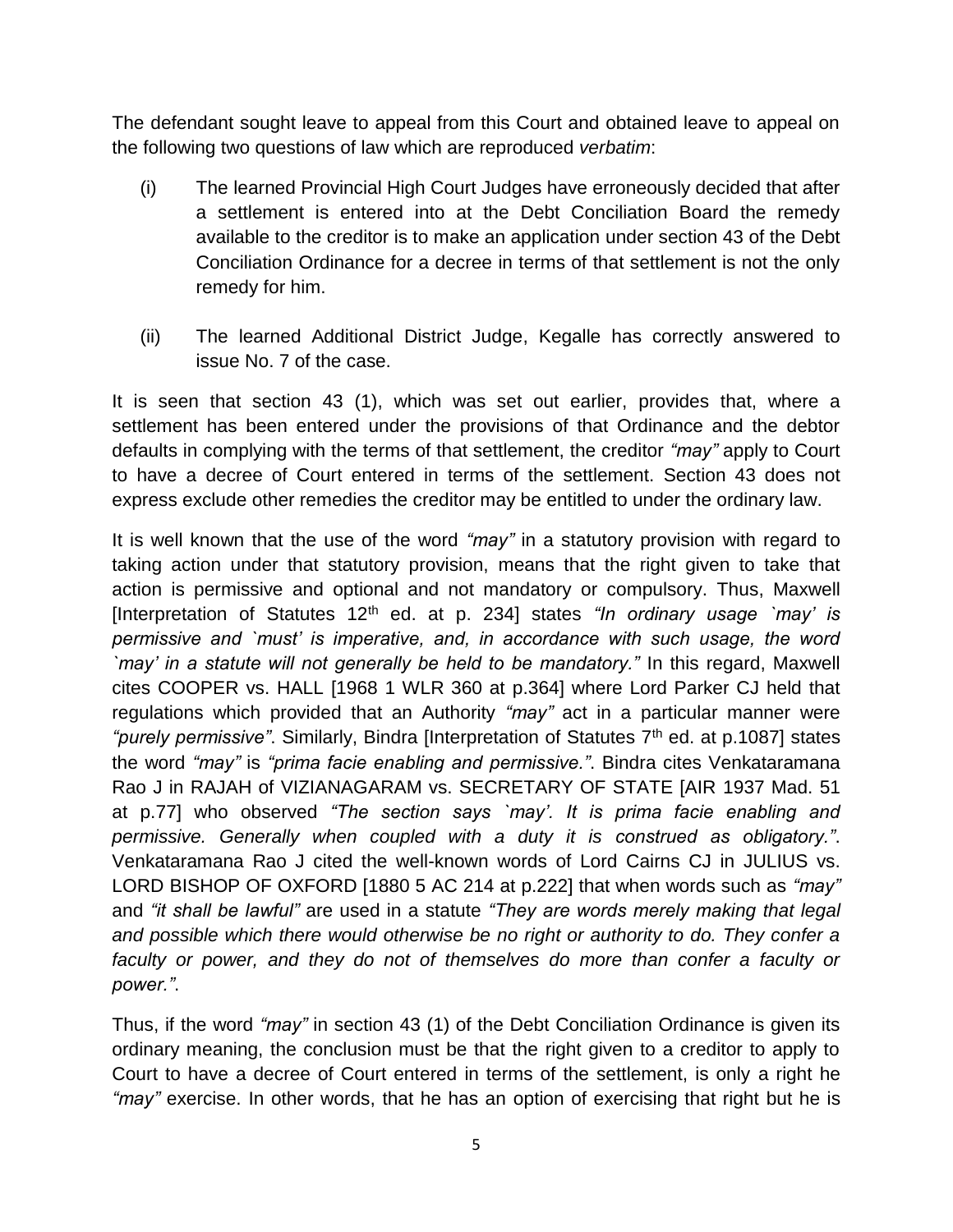The defendant sought leave to appeal from this Court and obtained leave to appeal on the following two questions of law which are reproduced *verbatim*:

(i) The learned Provincial High Court Judges have erroneously decided that after a settlement is entered into at the Debt Conciliation Board the remedy available to the creditor is to make an application under section 43 of the Debt Conciliation Ordinance for a decree in terms of that settlement is not the only remedy for him.

(ii) The learned Additional District Judge, Kegalle has correctly answered to issue No. 7 of the case.

It is seen that section 43 (1), which was set out earlier, provides that, where a settlement has been entered under the provisions of that Ordinance and the debtor defaults in complying with the terms of that settlement, the creditor *"may"* apply to Court to have a decree of Court entered in terms of the settlement. Section 43 does not express exclude other remedies the creditor may be entitled to under the ordinary law.

It is well known that the use of the word *"may"* in a statutory provision with regard to taking action under that statutory provision, means that the right given to take that action is permissive and optional and not mandatory or compulsory. Thus, Maxwell [Interpretation of Statutes 12th ed. at p. 234] states *"In ordinary usage `may' is permissive and `must' is imperative, and, in accordance with such usage, the word `may' in a statute will not generally be held to be mandatory."* In this regard, Maxwell cites COOPER vs. HALL [1968 1 WLR 360 at p.364] where Lord Parker CJ held that regulations which provided that an Authority *"may"* act in a particular manner were *"purely permissive"*. Similarly, Bindra [Interpretation of Statutes 7th ed. at p.1087] states the word *"may"* is *"prima facie enabling and permissive."*. Bindra cites Venkataramana Rao J in RAJAH of VIZIANAGARAM vs. SECRETARY OF STATE [AIR 1937 Mad. 51 at p.77] who observed *"The section says `may'. It is prima facie enabling and permissive. Generally when coupled with a duty it is construed as obligatory."*. Venkataramana Rao J cited the well-known words of Lord Cairns CJ in JULIUS vs. LORD BISHOP OF OXFORD [1880 5 AC 214 at p.222] that when words such as *"may"* and *"it shall be lawful"* are used in a statute *"They are words merely making that legal and possible which there would otherwise be no right or authority to do. They confer a faculty or power, and they do not of themselves do more than confer a faculty or power."*.

Thus, if the word *"may"* in section 43 (1) of the Debt Conciliation Ordinance is given its ordinary meaning, the conclusion must be that the right given to a creditor to apply to Court to have a decree of Court entered in terms of the settlement, is only a right he *"may"* exercise. In other words, that he has an option of exercising that right but he is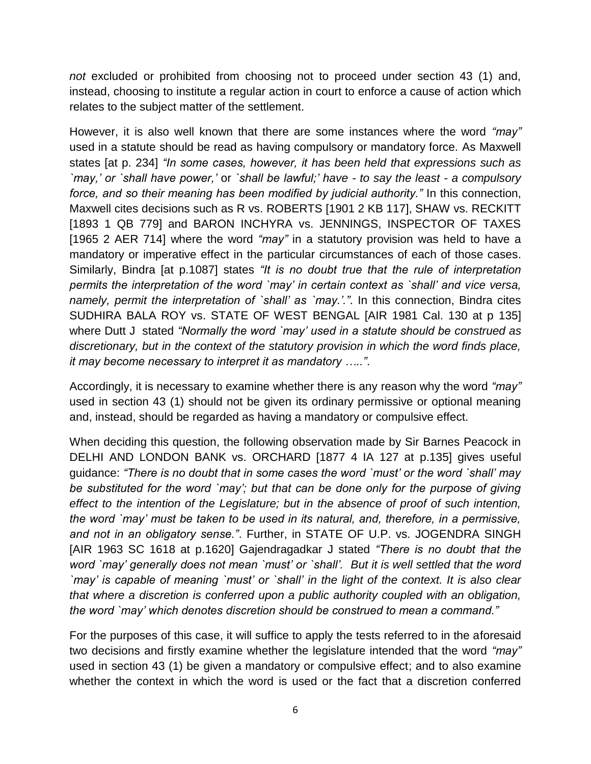*not* excluded or prohibited from choosing not to proceed under section 43 (1) and, instead, choosing to institute a regular action in court to enforce a cause of action which relates to the subject matter of the settlement.

However, it is also well known that there are some instances where the word *"may"* used in a statute should be read as having compulsory or mandatory force. As Maxwell states [at p. 234] *"In some cases, however, it has been held that expressions such as `may,' or `shall have power,'* or *`shall be lawful;' have - to say the least - a compulsory force, and so their meaning has been modified by judicial authority."* In this connection, Maxwell cites decisions such as R vs. ROBERTS [1901 2 KB 117], SHAW vs. RECKITT [1893 1 QB 779] and BARON INCHYRA vs. JENNINGS, INSPECTOR OF TAXES [1965 2 AER 714] where the word *"may"* in a statutory provision was held to have a mandatory or imperative effect in the particular circumstances of each of those cases. Similarly, Bindra [at p.1087] states *"It is no doubt true that the rule of interpretation permits the interpretation of the word `may' in certain context as `shall' and vice versa, namely, permit the interpretation of `shall' as `may.'."*. In this connection, Bindra cites SUDHIRA BALA ROY vs. STATE OF WEST BENGAL [AIR 1981 Cal. 130 at p 135] where Dutt J stated *"Normally the word `may' used in a statute should be construed as discretionary, but in the context of the statutory provision in which the word finds place, it may become necessary to interpret it as mandatory ….."*.

Accordingly, it is necessary to examine whether there is any reason why the word *"may"* used in section 43 (1) should not be given its ordinary permissive or optional meaning and, instead, should be regarded as having a mandatory or compulsive effect.

When deciding this question, the following observation made by Sir Barnes Peacock in DELHI AND LONDON BANK vs. ORCHARD [1877 4 IA 127 at p.135] gives useful guidance: *"There is no doubt that in some cases the word `must' or the word `shall' may be substituted for the word `may'; but that can be done only for the purpose of giving effect to the intention of the Legislature; but in the absence of proof of such intention, the word `may' must be taken to be used in its natural, and, therefore, in a permissive, and not in an obligatory sense."*. Further, in STATE OF U.P. vs. JOGENDRA SINGH [AIR 1963 SC 1618 at p.1620] Gajendragadkar J stated *"There is no doubt that the word `may' generally does not mean `must' or `shall'. But it is well settled that the word `may' is capable of meaning `must' or `shall' in the light of the context. It is also clear that where a discretion is conferred upon a public authority coupled with an obligation, the word `may' which denotes discretion should be construed to mean a command."*

For the purposes of this case, it will suffice to apply the tests referred to in the aforesaid two decisions and firstly examine whether the legislature intended that the word *"may"* used in section 43 (1) be given a mandatory or compulsive effect; and to also examine whether the context in which the word is used or the fact that a discretion conferred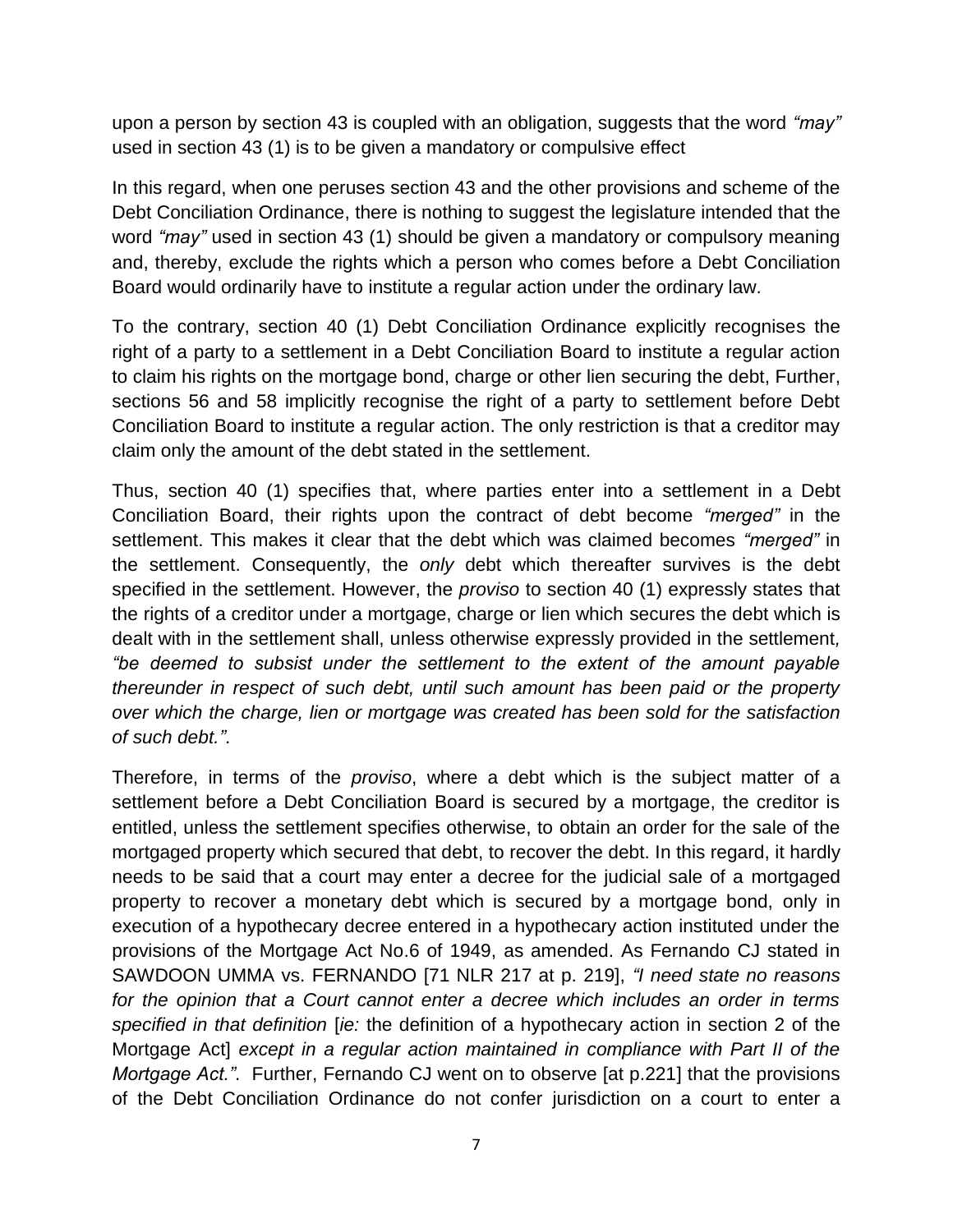upon a person by section 43 is coupled with an obligation, suggests that the word *"may"* used in section 43 (1) is to be given a mandatory or compulsive effect

In this regard, when one peruses section 43 and the other provisions and scheme of the Debt Conciliation Ordinance, there is nothing to suggest the legislature intended that the word *"may"* used in section 43 (1) should be given a mandatory or compulsory meaning and, thereby, exclude the rights which a person who comes before a Debt Conciliation Board would ordinarily have to institute a regular action under the ordinary law.

To the contrary, section 40 (1) Debt Conciliation Ordinance explicitly recognises the right of a party to a settlement in a Debt Conciliation Board to institute a regular action to claim his rights on the mortgage bond, charge or other lien securing the debt, Further, sections 56 and 58 implicitly recognise the right of a party to settlement before Debt Conciliation Board to institute a regular action. The only restriction is that a creditor may claim only the amount of the debt stated in the settlement.

Thus, section 40 (1) specifies that, where parties enter into a settlement in a Debt Conciliation Board, their rights upon the contract of debt become *"merged"* in the settlement. This makes it clear that the debt which was claimed becomes *"merged"* in the settlement. Consequently, the *only* debt which thereafter survives is the debt specified in the settlement. However, the *proviso* to section 40 (1) expressly states that the rights of a creditor under a mortgage, charge or lien which secures the debt which is dealt with in the settlement shall, unless otherwise expressly provided in the settlement*, "be deemed to subsist under the settlement to the extent of the amount payable thereunder in respect of such debt, until such amount has been paid or the property over which the charge, lien or mortgage was created has been sold for the satisfaction of such debt."*.

Therefore, in terms of the *proviso*, where a debt which is the subject matter of a settlement before a Debt Conciliation Board is secured by a mortgage, the creditor is entitled, unless the settlement specifies otherwise, to obtain an order for the sale of the mortgaged property which secured that debt, to recover the debt. In this regard, it hardly needs to be said that a court may enter a decree for the judicial sale of a mortgaged property to recover a monetary debt which is secured by a mortgage bond, only in execution of a hypothecary decree entered in a hypothecary action instituted under the provisions of the Mortgage Act No.6 of 1949, as amended. As Fernando CJ stated in SAWDOON UMMA vs. FERNANDO [71 NLR 217 at p. 219], *"I need state no reasons for the opinion that a Court cannot enter a decree which includes an order in terms specified in that definition* [*ie:* the definition of a hypothecary action in section 2 of the Mortgage Act] *except in a regular action maintained in compliance with Part II of the Mortgage Act."*. Further, Fernando CJ went on to observe [at p.221] that the provisions of the Debt Conciliation Ordinance do not confer jurisdiction on a court to enter a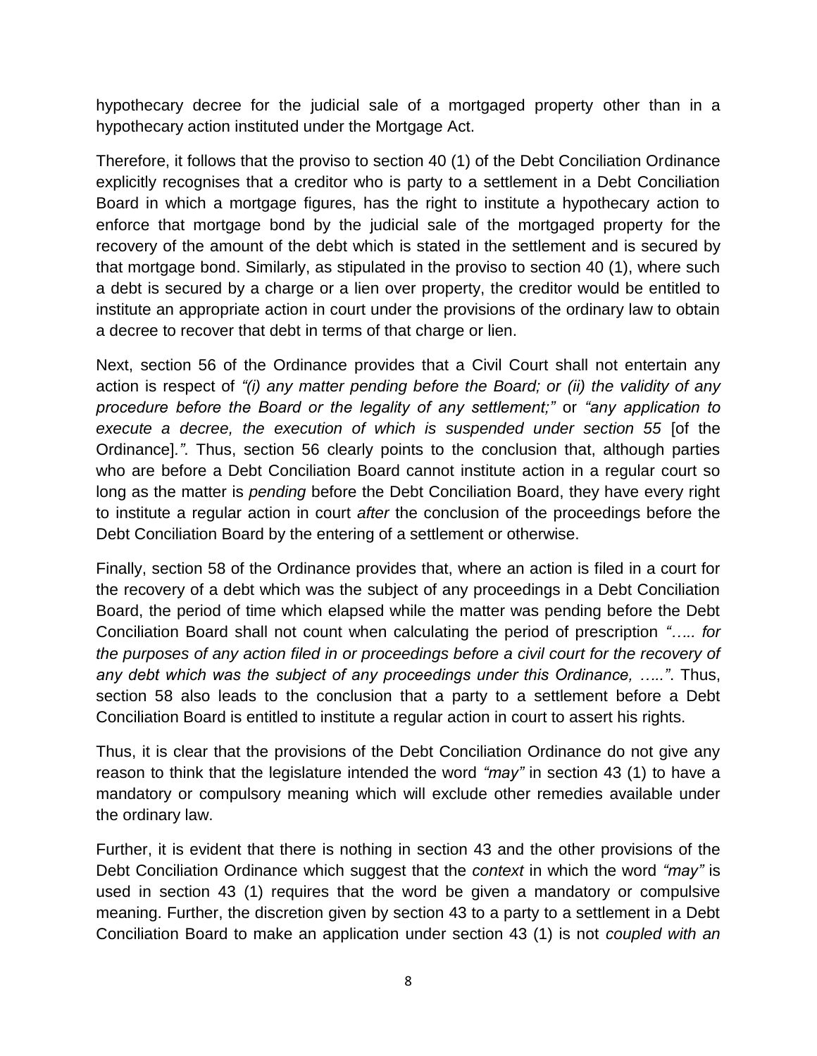hypothecary decree for the judicial sale of a mortgaged property other than in a hypothecary action instituted under the Mortgage Act.

Therefore, it follows that the proviso to section 40 (1) of the Debt Conciliation Ordinance explicitly recognises that a creditor who is party to a settlement in a Debt Conciliation Board in which a mortgage figures, has the right to institute a hypothecary action to enforce that mortgage bond by the judicial sale of the mortgaged property for the recovery of the amount of the debt which is stated in the settlement and is secured by that mortgage bond. Similarly, as stipulated in the proviso to section 40 (1), where such a debt is secured by a charge or a lien over property, the creditor would be entitled to institute an appropriate action in court under the provisions of the ordinary law to obtain a decree to recover that debt in terms of that charge or lien.

Next, section 56 of the Ordinance provides that a Civil Court shall not entertain any action is respect of *"(i) any matter pending before the Board; or (ii) the validity of any procedure before the Board or the legality of any settlement;"* or *"any application to execute a decree, the execution of which is suspended under section 55* [of the Ordinance].*"*. Thus, section 56 clearly points to the conclusion that, although parties who are before a Debt Conciliation Board cannot institute action in a regular court so long as the matter is *pending* before the Debt Conciliation Board, they have every right to institute a regular action in court *after* the conclusion of the proceedings before the Debt Conciliation Board by the entering of a settlement or otherwise.

Finally, section 58 of the Ordinance provides that, where an action is filed in a court for the recovery of a debt which was the subject of any proceedings in a Debt Conciliation Board, the period of time which elapsed while the matter was pending before the Debt Conciliation Board shall not count when calculating the period of prescription *"….. for the purposes of any action filed in or proceedings before a civil court for the recovery of any debt which was the subject of any proceedings under this Ordinance, ….."*. Thus, section 58 also leads to the conclusion that a party to a settlement before a Debt Conciliation Board is entitled to institute a regular action in court to assert his rights.

Thus, it is clear that the provisions of the Debt Conciliation Ordinance do not give any reason to think that the legislature intended the word *"may"* in section 43 (1) to have a mandatory or compulsory meaning which will exclude other remedies available under the ordinary law.

Further, it is evident that there is nothing in section 43 and the other provisions of the Debt Conciliation Ordinance which suggest that the *context* in which the word *"may"* is used in section 43 (1) requires that the word be given a mandatory or compulsive meaning. Further, the discretion given by section 43 to a party to a settlement in a Debt Conciliation Board to make an application under section 43 (1) is not *coupled with an*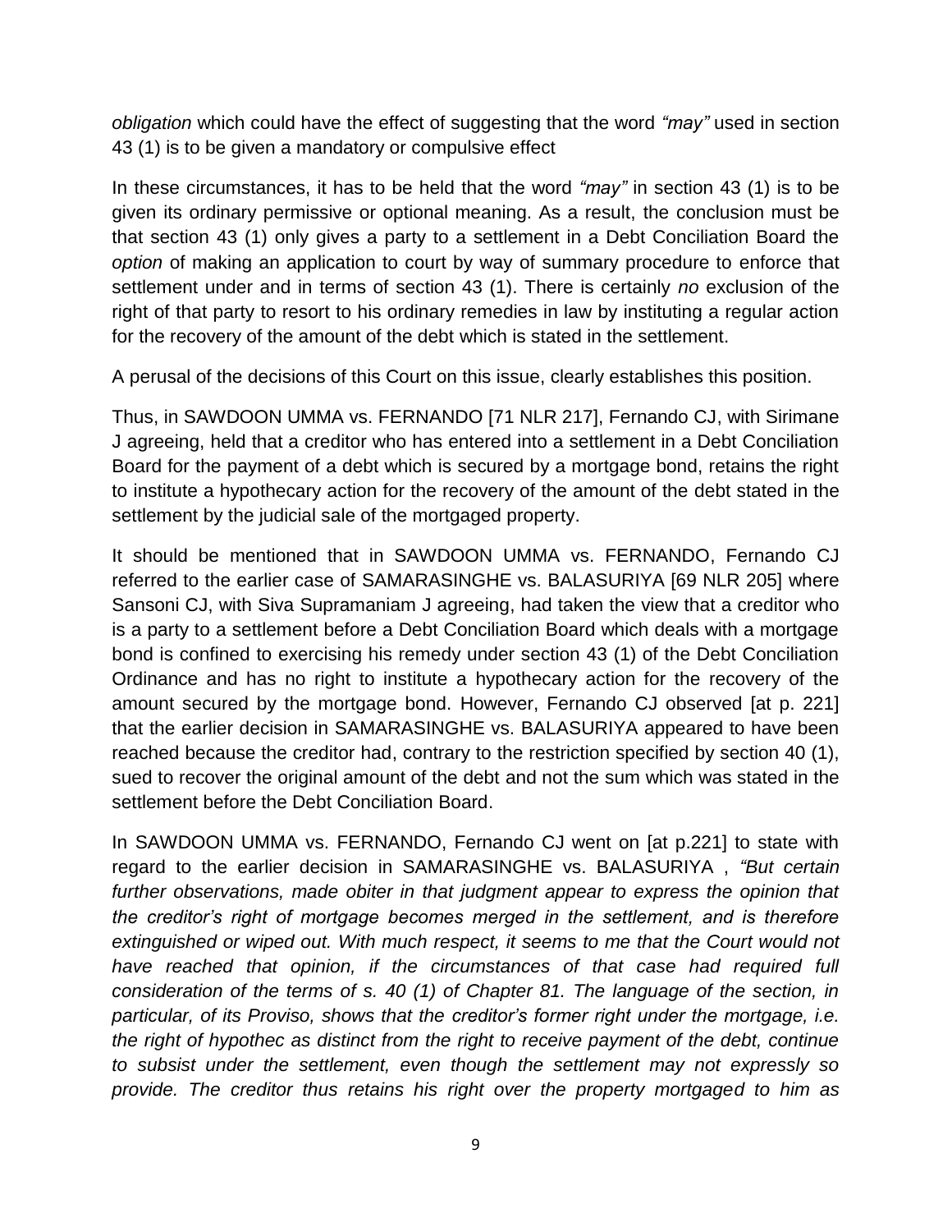*obligation* which could have the effect of suggesting that the word *"may"* used in section 43 (1) is to be given a mandatory or compulsive effect

In these circumstances, it has to be held that the word *"may"* in section 43 (1) is to be given its ordinary permissive or optional meaning. As a result, the conclusion must be that section 43 (1) only gives a party to a settlement in a Debt Conciliation Board the *option* of making an application to court by way of summary procedure to enforce that settlement under and in terms of section 43 (1). There is certainly *no* exclusion of the right of that party to resort to his ordinary remedies in law by instituting a regular action for the recovery of the amount of the debt which is stated in the settlement.

A perusal of the decisions of this Court on this issue, clearly establishes this position.

Thus, in SAWDOON UMMA vs. FERNANDO [71 NLR 217], Fernando CJ, with Sirimane J agreeing, held that a creditor who has entered into a settlement in a Debt Conciliation Board for the payment of a debt which is secured by a mortgage bond, retains the right to institute a hypothecary action for the recovery of the amount of the debt stated in the settlement by the judicial sale of the mortgaged property.

It should be mentioned that in SAWDOON UMMA vs. FERNANDO, Fernando CJ referred to the earlier case of SAMARASINGHE vs. BALASURIYA [69 NLR 205] where Sansoni CJ, with Siva Supramaniam J agreeing, had taken the view that a creditor who is a party to a settlement before a Debt Conciliation Board which deals with a mortgage bond is confined to exercising his remedy under section 43 (1) of the Debt Conciliation Ordinance and has no right to institute a hypothecary action for the recovery of the amount secured by the mortgage bond. However, Fernando CJ observed [at p. 221] that the earlier decision in SAMARASINGHE vs. BALASURIYA appeared to have been reached because the creditor had, contrary to the restriction specified by section 40 (1), sued to recover the original amount of the debt and not the sum which was stated in the settlement before the Debt Conciliation Board.

In SAWDOON UMMA vs. FERNANDO, Fernando CJ went on [at p.221] to state with regard to the earlier decision in SAMARASINGHE vs. BALASURIYA , *"But certain further observations, made obiter in that judgment appear to express the opinion that the creditor's right of mortgage becomes merged in the settlement, and is therefore extinguished or wiped out. With much respect, it seems to me that the Court would not have reached that opinion, if the circumstances of that case had required full consideration of the terms of s. 40 (1) of Chapter 81. The language of the section, in particular, of its Proviso, shows that the creditor's former right under the mortgage, i.e. the right of hypothec as distinct from the right to receive payment of the debt, continue to subsist under the settlement, even though the settlement may not expressly so provide. The creditor thus retains his right over the property mortgaged to him as*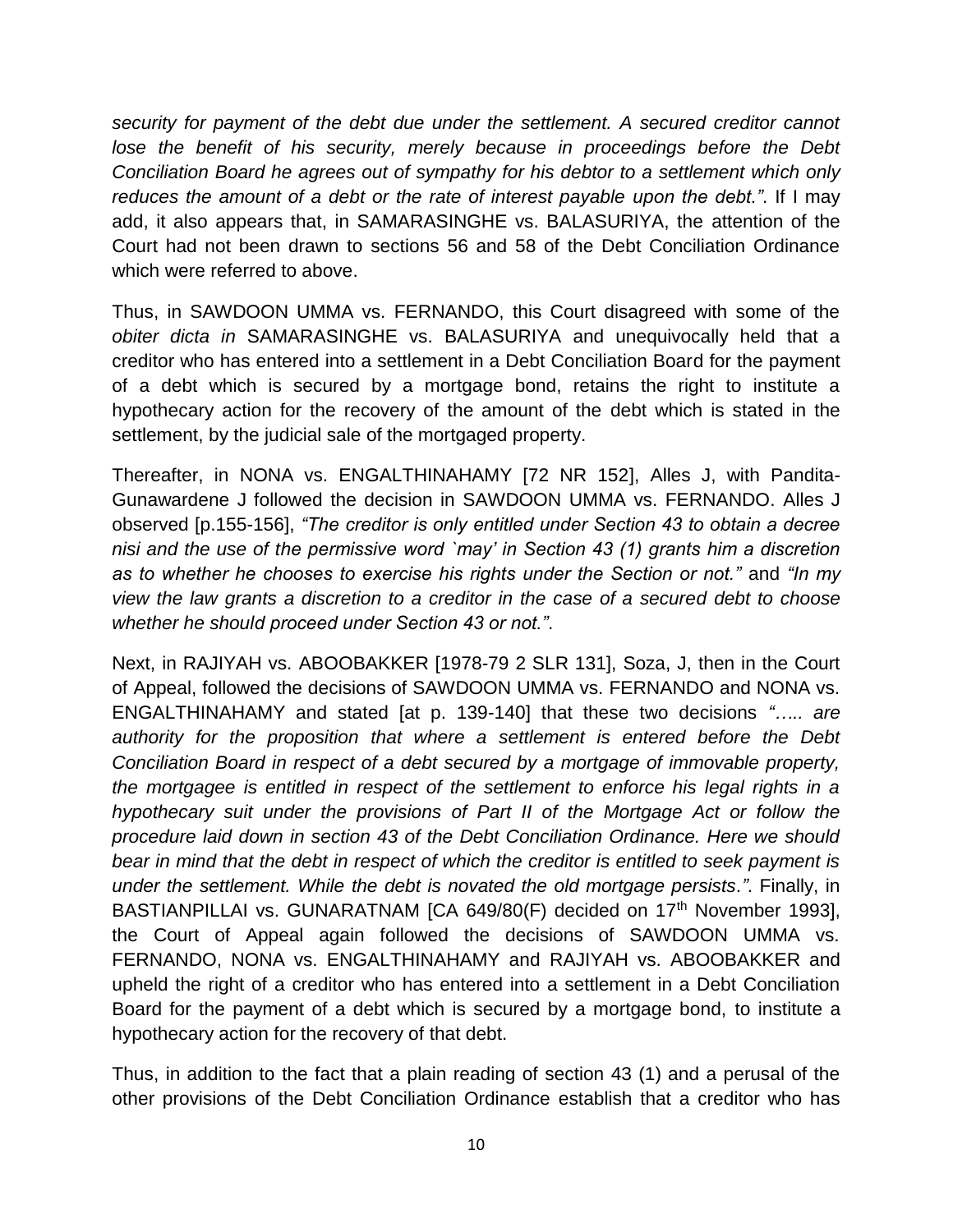*security for payment of the debt due under the settlement. A secured creditor cannot lose the benefit of his security, merely because in proceedings before the Debt Conciliation Board he agrees out of sympathy for his debtor to a settlement which only reduces the amount of a debt or the rate of interest payable upon the debt."*. If I may add, it also appears that, in SAMARASINGHE vs. BALASURIYA, the attention of the Court had not been drawn to sections 56 and 58 of the Debt Conciliation Ordinance which were referred to above.

Thus, in SAWDOON UMMA vs. FERNANDO, this Court disagreed with some of the *obiter dicta in* SAMARASINGHE vs. BALASURIYA and unequivocally held that a creditor who has entered into a settlement in a Debt Conciliation Board for the payment of a debt which is secured by a mortgage bond, retains the right to institute a hypothecary action for the recovery of the amount of the debt which is stated in the settlement, by the judicial sale of the mortgaged property.

Thereafter, in NONA vs. ENGALTHINAHAMY [72 NR 152], Alles J, with Pandita-Gunawardene J followed the decision in SAWDOON UMMA vs. FERNANDO. Alles J observed [p.155-156], *"The creditor is only entitled under Section 43 to obtain a decree nisi and the use of the permissive word `may' in Section 43 (1) grants him a discretion as to whether he chooses to exercise his rights under the Section or not."* and *"In my view the law grants a discretion to a creditor in the case of a secured debt to choose whether he should proceed under Section 43 or not."*.

Next, in RAJIYAH vs. ABOOBAKKER [1978-79 2 SLR 131], Soza, J, then in the Court of Appeal, followed the decisions of SAWDOON UMMA vs. FERNANDO and NONA vs. ENGALTHINAHAMY and stated [at p. 139-140] that these two decisions *"….. are authority for the proposition that where a settlement is entered before the Debt Conciliation Board in respect of a debt secured by a mortgage of immovable property, the mortgagee is entitled in respect of the settlement to enforce his legal rights in a hypothecary suit under the provisions of Part II of the Mortgage Act or follow the procedure laid down in section 43 of the Debt Conciliation Ordinance. Here we should bear in mind that the debt in respect of which the creditor is entitled to seek payment is under the settlement. While the debt is novated the old mortgage persists."*. Finally, in BASTIANPILLAI vs. GUNARATNAM [CA 649/80(F) decided on 17th November 1993], the Court of Appeal again followed the decisions of SAWDOON UMMA vs. FERNANDO, NONA vs. ENGALTHINAHAMY and RAJIYAH vs. ABOOBAKKER and upheld the right of a creditor who has entered into a settlement in a Debt Conciliation Board for the payment of a debt which is secured by a mortgage bond, to institute a hypothecary action for the recovery of that debt.

Thus, in addition to the fact that a plain reading of section 43 (1) and a perusal of the other provisions of the Debt Conciliation Ordinance establish that a creditor who has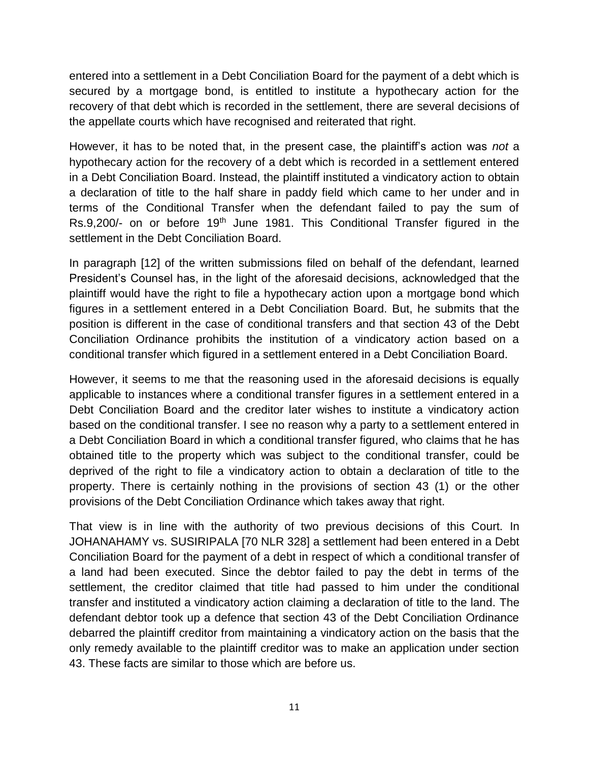entered into a settlement in a Debt Conciliation Board for the payment of a debt which is secured by a mortgage bond, is entitled to institute a hypothecary action for the recovery of that debt which is recorded in the settlement, there are several decisions of the appellate courts which have recognised and reiterated that right.

However, it has to be noted that, in the present case, the plaintiff's action was *not* a hypothecary action for the recovery of a debt which is recorded in a settlement entered in a Debt Conciliation Board. Instead, the plaintiff instituted a vindicatory action to obtain a declaration of title to the half share in paddy field which came to her under and in terms of the Conditional Transfer when the defendant failed to pay the sum of Rs.9,200/- on or before 19th June 1981. This Conditional Transfer figured in the settlement in the Debt Conciliation Board.

In paragraph [12] of the written submissions filed on behalf of the defendant, learned President's Counsel has, in the light of the aforesaid decisions, acknowledged that the plaintiff would have the right to file a hypothecary action upon a mortgage bond which figures in a settlement entered in a Debt Conciliation Board. But, he submits that the position is different in the case of conditional transfers and that section 43 of the Debt Conciliation Ordinance prohibits the institution of a vindicatory action based on a conditional transfer which figured in a settlement entered in a Debt Conciliation Board.

However, it seems to me that the reasoning used in the aforesaid decisions is equally applicable to instances where a conditional transfer figures in a settlement entered in a Debt Conciliation Board and the creditor later wishes to institute a vindicatory action based on the conditional transfer. I see no reason why a party to a settlement entered in a Debt Conciliation Board in which a conditional transfer figured, who claims that he has obtained title to the property which was subject to the conditional transfer, could be deprived of the right to file a vindicatory action to obtain a declaration of title to the property. There is certainly nothing in the provisions of section 43 (1) or the other provisions of the Debt Conciliation Ordinance which takes away that right.

That view is in line with the authority of two previous decisions of this Court. In JOHANAHAMY vs. SUSIRIPALA [70 NLR 328] a settlement had been entered in a Debt Conciliation Board for the payment of a debt in respect of which a conditional transfer of a land had been executed. Since the debtor failed to pay the debt in terms of the settlement, the creditor claimed that title had passed to him under the conditional transfer and instituted a vindicatory action claiming a declaration of title to the land. The defendant debtor took up a defence that section 43 of the Debt Conciliation Ordinance debarred the plaintiff creditor from maintaining a vindicatory action on the basis that the only remedy available to the plaintiff creditor was to make an application under section 43. These facts are similar to those which are before us.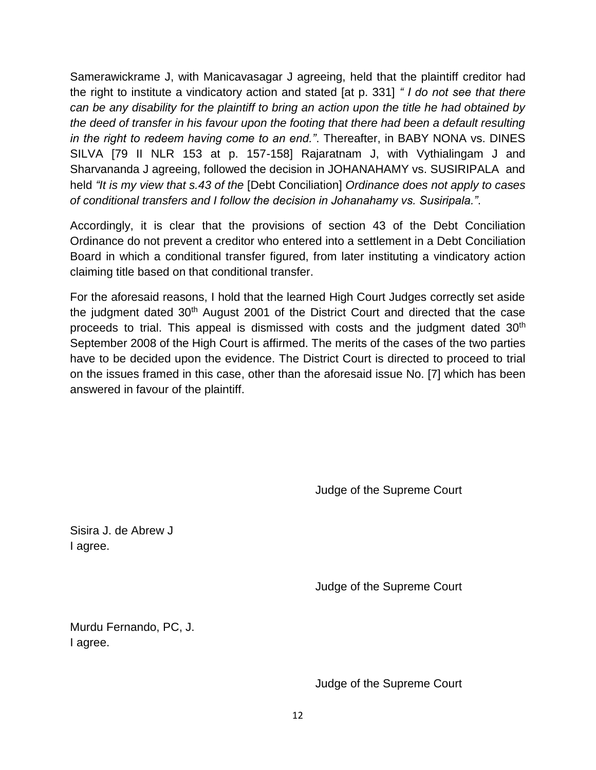Samerawickrame J, with Manicavasagar J agreeing, held that the plaintiff creditor had the right to institute a vindicatory action and stated [at p. 331] *" I do not see that there can be any disability for the plaintiff to bring an action upon the title he had obtained by the deed of transfer in his favour upon the footing that there had been a default resulting in the right to redeem having come to an end."*. Thereafter, in BABY NONA vs. DINES SILVA [79 II NLR 153 at p. 157-158] Rajaratnam J, with Vythialingam J and Sharvananda J agreeing, followed the decision in JOHANAHAMY vs. SUSIRIPALA and held *"It is my view that s.43 of the* [Debt Conciliation] *Ordinance does not apply to cases of conditional transfers and I follow the decision in Johanahamy vs. Susiripala."*.

Accordingly, it is clear that the provisions of section 43 of the Debt Conciliation Ordinance do not prevent a creditor who entered into a settlement in a Debt Conciliation Board in which a conditional transfer figured, from later instituting a vindicatory action claiming title based on that conditional transfer.

For the aforesaid reasons, I hold that the learned High Court Judges correctly set aside the judgment dated 30th August 2001 of the District Court and directed that the case proceeds to trial. This appeal is dismissed with costs and the judgment dated 30th September 2008 of the High Court is affirmed. The merits of the cases of the two parties have to be decided upon the evidence. The District Court is directed to proceed to trial on the issues framed in this case, other than the aforesaid issue No. [7] which has been answered in favour of the plaintiff.

Judge of the Supreme Court

Sisira J. de Abrew J
I agree.

Judge of the Supreme Court

Murdu Fernando, PC, J.
I agree.

Judge of the Supreme Court